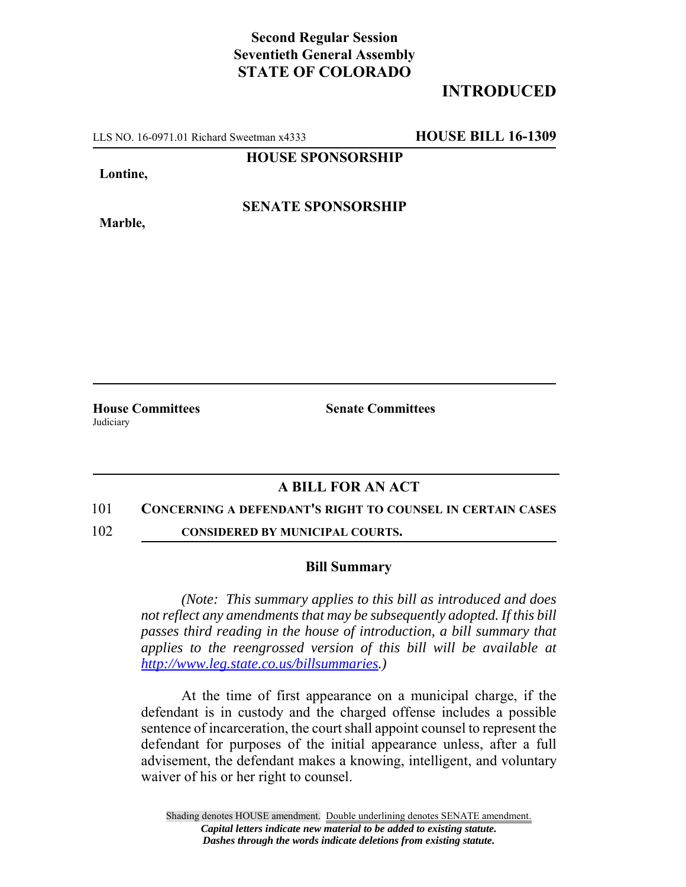**Second Regular Session**
**Seventieth General Assembly**
**STATE OF COLORADO**

**INTRODUCED**

LLS NO. 16-0971.01 Richard Sweetman x4333 **HOUSE BILL 16-1309**

**HOUSE SPONSORSHIP**

**Lontine,**

**SENATE SPONSORSHIP**

**Marble,**

**House Committees**
Judiciary

**Senate Committees**

## A BILL FOR AN ACT

101 **CONCERNING A DEFENDANT'S RIGHT TO COUNSEL IN CERTAIN CASES**
102 **CONSIDERED BY MUNICIPAL COURTS.**

### Bill Summary

*(Note: This summary applies to this bill as introduced and does not reflect any amendments that may be subsequently adopted. If this bill passes third reading in the house of introduction, a bill summary that applies to the reengrossed version of this bill will be available at http://www.leg.state.co.us/billsummaries.)*

At the time of first appearance on a municipal charge, if the defendant is in custody and the charged offense includes a possible sentence of incarceration, the court shall appoint counsel to represent the defendant for purposes of the initial appearance unless, after a full advisement, the defendant makes a knowing, intelligent, and voluntary waiver of his or her right to counsel.

Shading denotes HOUSE amendment. Double underlining denotes SENATE amendment.
*Capital letters indicate new material to be added to existing statute.*
*Dashes through the words indicate deletions from existing statute.*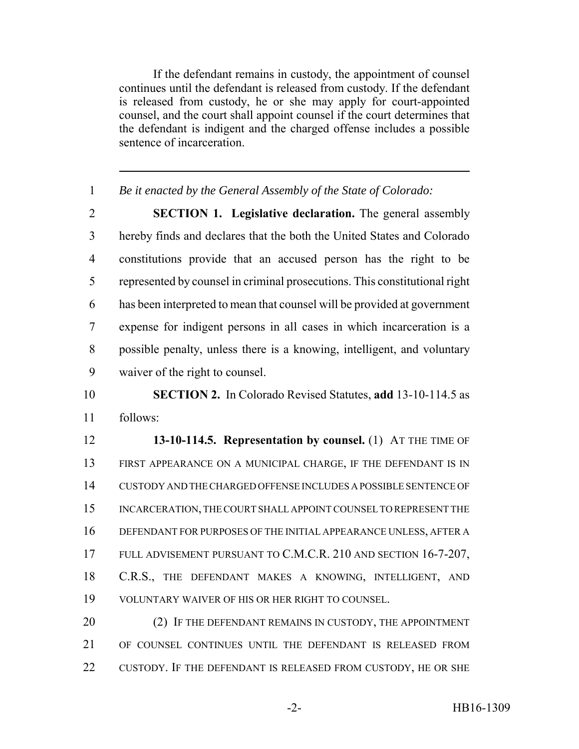If the defendant remains in custody, the appointment of counsel continues until the defendant is released from custody. If the defendant is released from custody, he or she may apply for court-appointed counsel, and the court shall appoint counsel if the court determines that the defendant is indigent and the charged offense includes a possible sentence of incarceration.

---

1 *Be it enacted by the General Assembly of the State of Colorado:*

2 **SECTION 1. Legislative declaration.** The general assembly
3 hereby finds and declares that the both the United States and Colorado
4 constitutions provide that an accused person has the right to be
5 represented by counsel in criminal prosecutions. This constitutional right
6 has been interpreted to mean that counsel will be provided at government
7 expense for indigent persons in all cases in which incarceration is a
8 possible penalty, unless there is a knowing, intelligent, and voluntary
9 waiver of the right to counsel.

10 **SECTION 2.** In Colorado Revised Statutes, **add** 13-10-114.5 as
11 follows:

12 **13-10-114.5. Representation by counsel.** (1) AT THE TIME OF
13 FIRST APPEARANCE ON A MUNICIPAL CHARGE, IF THE DEFENDANT IS IN
14 CUSTODY AND THE CHARGED OFFENSE INCLUDES A POSSIBLE SENTENCE OF
15 INCARCERATION, THE COURT SHALL APPOINT COUNSEL TO REPRESENT THE
16 DEFENDANT FOR PURPOSES OF THE INITIAL APPEARANCE UNLESS, AFTER A
17 FULL ADVISEMENT PURSUANT TO C.M.C.R. 210 AND SECTION 16-7-207,
18 C.R.S., THE DEFENDANT MAKES A KNOWING, INTELLIGENT, AND
19 VOLUNTARY WAIVER OF HIS OR HER RIGHT TO COUNSEL.

20 (2) IF THE DEFENDANT REMAINS IN CUSTODY, THE APPOINTMENT
21 OF COUNSEL CONTINUES UNTIL THE DEFENDANT IS RELEASED FROM
22 CUSTODY. IF THE DEFENDANT IS RELEASED FROM CUSTODY, HE OR SHE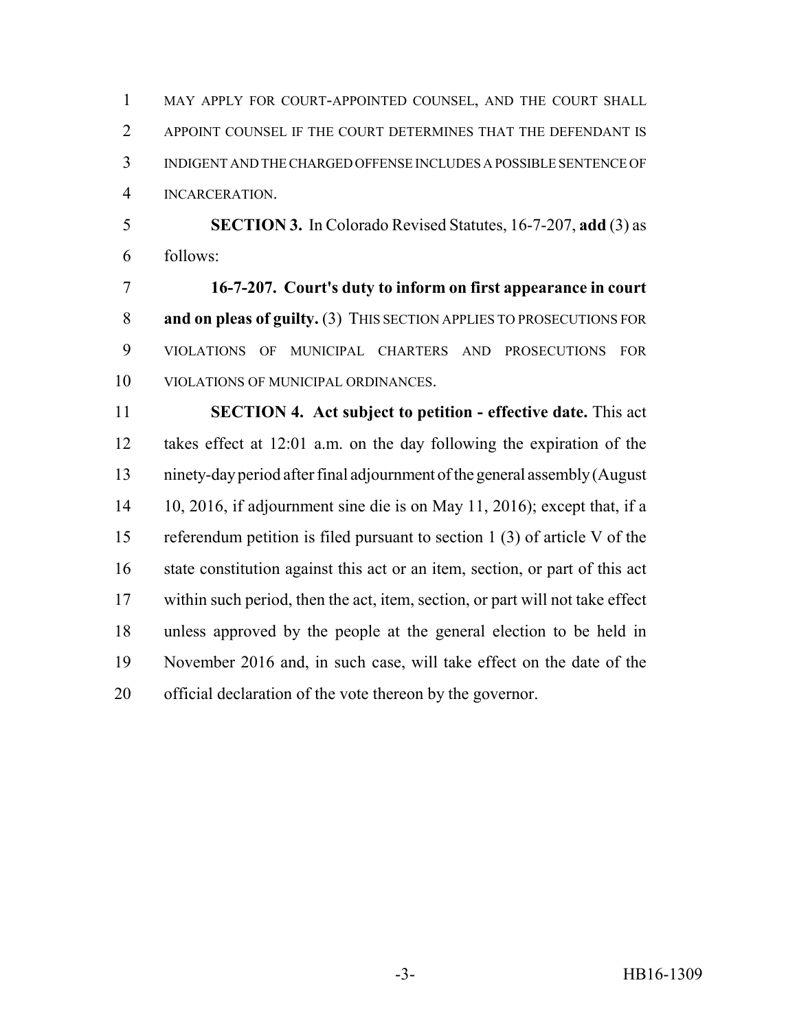MAY APPLY FOR COURT-APPOINTED COUNSEL, AND THE COURT SHALL APPOINT COUNSEL IF THE COURT DETERMINES THAT THE DEFENDANT IS INDIGENT AND THE CHARGED OFFENSE INCLUDES A POSSIBLE SENTENCE OF INCARCERATION.

**SECTION 3.** In Colorado Revised Statutes, 16-7-207, **add** (3) as follows:

**16-7-207. Court's duty to inform on first appearance in court and on pleas of guilty.** (3) THIS SECTION APPLIES TO PROSECUTIONS FOR VIOLATIONS OF MUNICIPAL CHARTERS AND PROSECUTIONS FOR VIOLATIONS OF MUNICIPAL ORDINANCES.

**SECTION 4. Act subject to petition - effective date.** This act takes effect at 12:01 a.m. on the day following the expiration of the ninety-day period after final adjournment of the general assembly (August 10, 2016, if adjournment sine die is on May 11, 2016); except that, if a referendum petition is filed pursuant to section 1 (3) of article V of the state constitution against this act or an item, section, or part of this act within such period, then the act, item, section, or part will not take effect unless approved by the people at the general election to be held in November 2016 and, in such case, will take effect on the date of the official declaration of the vote thereon by the governor.